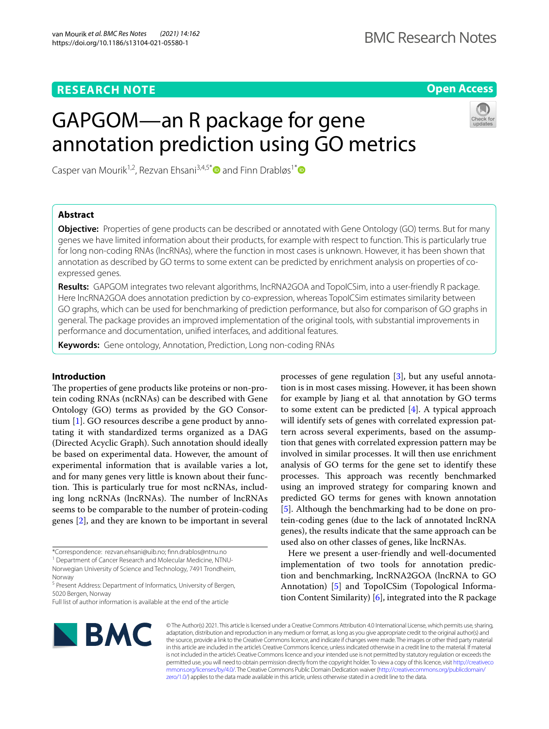**RESEARCH NOTE** **Open Access**

# GAPGOM—an R package for gene annotation prediction using GO metrics

Casper van Mourik[1,2], Rezvan Ehsani[3,4,5*] and Finn Drabløs[1*]

## Abstract

**Objective:** Properties of gene products can be described or annotated with Gene Ontology (GO) terms. But for many genes we have limited information about their products, for example with respect to function. This is particularly true for long non-coding RNAs (lncRNAs), where the function in most cases is unknown. However, it has been shown that annotation as described by GO terms to some extent can be predicted by enrichment analysis on properties of co-expressed genes.

**Results:** GAPGOM integrates two relevant algorithms, lncRNA2GOA and TopoICSim, into a user-friendly R package. Here lncRNA2GOA does annotation prediction by co-expression, whereas TopoICSim estimates similarity between GO graphs, which can be used for benchmarking of prediction performance, but also for comparison of GO graphs in general. The package provides an improved implementation of the original tools, with substantial improvements in performance and documentation, unified interfaces, and additional features.

**Keywords:** Gene ontology, Annotation, Prediction, Long non-coding RNAs

## Introduction

The properties of gene products like proteins or non-protein coding RNAs (ncRNAs) can be described with Gene Ontology (GO) terms as provided by the GO Consortium [1]. GO resources describe a gene product by annotating it with standardized terms organized as a DAG (Directed Acyclic Graph). Such annotation should ideally be based on experimental data. However, the amount of experimental information that is available varies a lot, and for many genes very little is known about their function. This is particularly true for most ncRNAs, including long ncRNAs (lncRNAs). The number of lncRNAs seems to be comparable to the number of protein-coding genes [2], and they are known to be important in several processes of gene regulation [3], but any useful annotation is in most cases missing. However, it has been shown for example by Jiang et al. that annotation by GO terms to some extent can be predicted [4]. A typical approach will identify sets of genes with correlated expression pattern across several experiments, based on the assumption that genes with correlated expression pattern may be involved in similar processes. It will then use enrichment analysis of GO terms for the gene set to identify these processes. This approach was recently benchmarked using an improved strategy for comparing known and predicted GO terms for genes with known annotation [5]. Although the benchmarking had to be done on protein-coding genes (due to the lack of annotated lncRNA genes), the results indicate that the same approach can be used also on other classes of genes, like lncRNAs.

Here we present a user-friendly and well-documented implementation of two tools for annotation prediction and benchmarking, lncRNA2GOA (lncRNA to GO Annotation) [5] and TopoICSim (Topological Information Content Similarity) [6], integrated into the R package

*Correspondence: rezvan.ehsani@uib.no; finn.drablos@ntnu.no
[1] Department of Cancer Research and Molecular Medicine, NTNU-Norwegian University of Science and Technology, 7491 Trondheim, Norway
[5] Present Address: Department of Informatics, University of Bergen, 5020 Bergen, Norway
Full list of author information is available at the end of the article

© The Author(s) 2021. This article is licensed under a Creative Commons Attribution 4.0 International License, which permits use, sharing, adaptation, distribution and reproduction in any medium or format, as long as you give appropriate credit to the original author(s) and the source, provide a link to the Creative Commons licence, and indicate if changes were made. The images or other third party material in this article are included in the article's Creative Commons licence, unless indicated otherwise in a credit line to the material. If material is not included in the article's Creative Commons licence and your intended use is not permitted by statutory regulation or exceeds the permitted use, you will need to obtain permission directly from the copyright holder. To view a copy of this licence, visit http://creativecommons.org/licenses/by/4.0/. The Creative Commons Public Domain Dedication waiver (http://creativecommons.org/publicdomain/zero/1.0/) applies to the data made available in this article, unless otherwise stated in a credit line to the data.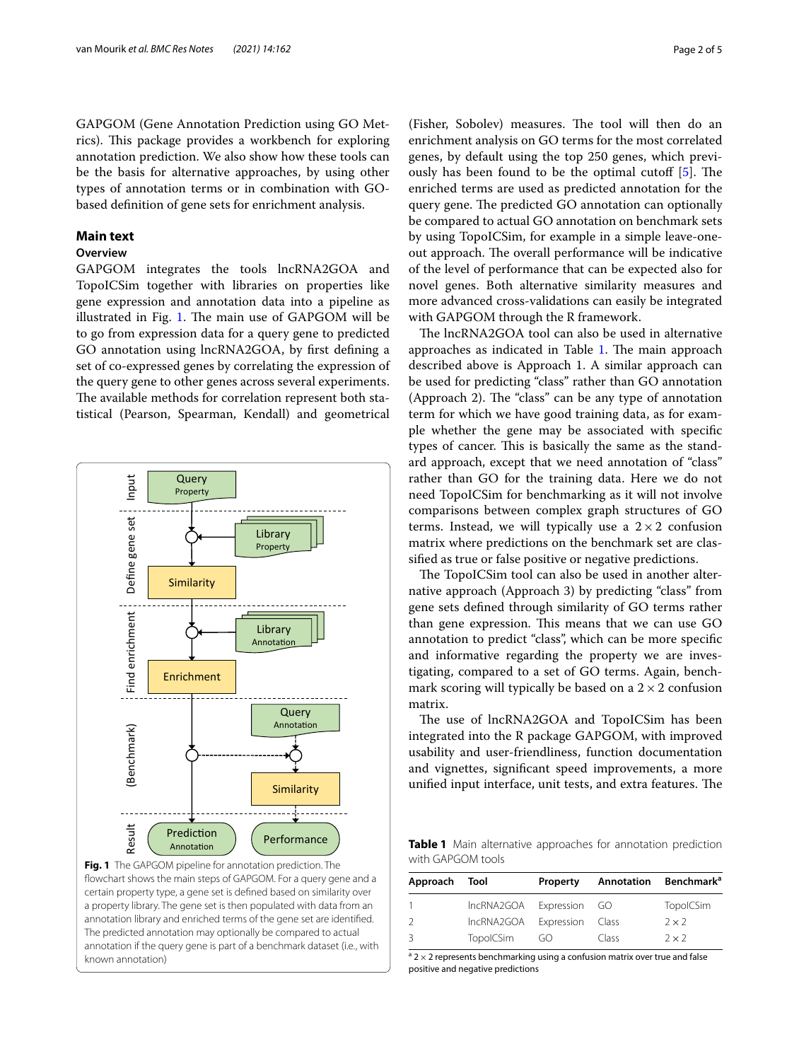GAPGOM (Gene Annotation Prediction using GO Metrics). This package provides a workbench for exploring annotation prediction. We also show how these tools can be the basis for alternative approaches, by using other types of annotation terms or in combination with GO-based definition of gene sets for enrichment analysis.

## Main text

### Overview

GAPGOM integrates the tools lncRNA2GOA and TopoICSim together with libraries on properties like gene expression and annotation data into a pipeline as illustrated in Fig. 1. The main use of GAPGOM will be to go from expression data for a query gene to predicted GO annotation using lncRNA2GOA, by first defining a set of co-expressed genes by correlating the expression of the query gene to other genes across several experiments. The available methods for correlation represent both statistical (Pearson, Spearman, Kendall) and geometrical (Fisher, Sobolev) measures. The tool will then do an enrichment analysis on GO terms for the most correlated genes, by default using the top 250 genes, which previously has been found to be the optimal cutoff [5]. The enriched terms are used as predicted annotation for the query gene. The predicted GO annotation can optionally be compared to actual GO annotation on benchmark sets by using TopoICSim, for example in a simple leave-one-out approach. The overall performance will be indicative of the level of performance that can be expected also for novel genes. Both alternative similarity measures and more advanced cross-validations can easily be integrated with GAPGOM through the R framework.

**Fig. 1** The GAPGOM pipeline for annotation prediction. The flowchart shows the main steps of GAPGOM. For a query gene and a certain property type, a gene set is defined based on similarity over a property library. The gene set is then populated with data from an annotation library and enriched terms of the gene set are identified. The predicted annotation may optionally be compared to actual annotation if the query gene is part of a benchmark dataset (i.e., with known annotation)

The lncRNA2GOA tool can also be used in alternative approaches as indicated in Table 1. The main approach described above is Approach 1. A similar approach can be used for predicting "class" rather than GO annotation (Approach 2). The "class" can be any type of annotation term for which we have good training data, as for example whether the gene may be associated with specific types of cancer. This is basically the same as the standard approach, except that we need annotation of "class" rather than GO for the training data. Here we do not need TopoICSim for benchmarking as it will not involve comparisons between complex graph structures of GO terms. Instead, we will typically use a $2 \times 2$ confusion matrix where predictions on the benchmark set are classified as true or false positive or negative predictions.

The TopoICSim tool can also be used in another alternative approach (Approach 3) by predicting "class" from gene sets defined through similarity of GO terms rather than gene expression. This means that we can use GO annotation to predict "class", which can be more specific and informative regarding the property we are investigating, compared to a set of GO terms. Again, benchmark scoring will typically be based on a $2 \times 2$ confusion matrix.

The use of lncRNA2GOA and TopoICSim has been integrated into the R package GAPGOM, with improved usability and user-friendliness, function documentation and vignettes, significant speed improvements, a more unified input interface, unit tests, and extra features. The

**Table 1** Main alternative approaches for annotation prediction with GAPGOM tools

| Approach | Tool | Property | Annotation | Benchmark[a] |
|---|---|---|---|---|
| 1 | lncRNA2GOA | Expression | GO | TopoICSim |
| 2 | lncRNA2GOA | Expression | Class | $2 \times 2$ |
| 3 | TopoICSim | GO | Class | $2 \times 2$ |

[a] $2 \times 2$ represents benchmarking using a confusion matrix over true and false positive and negative predictions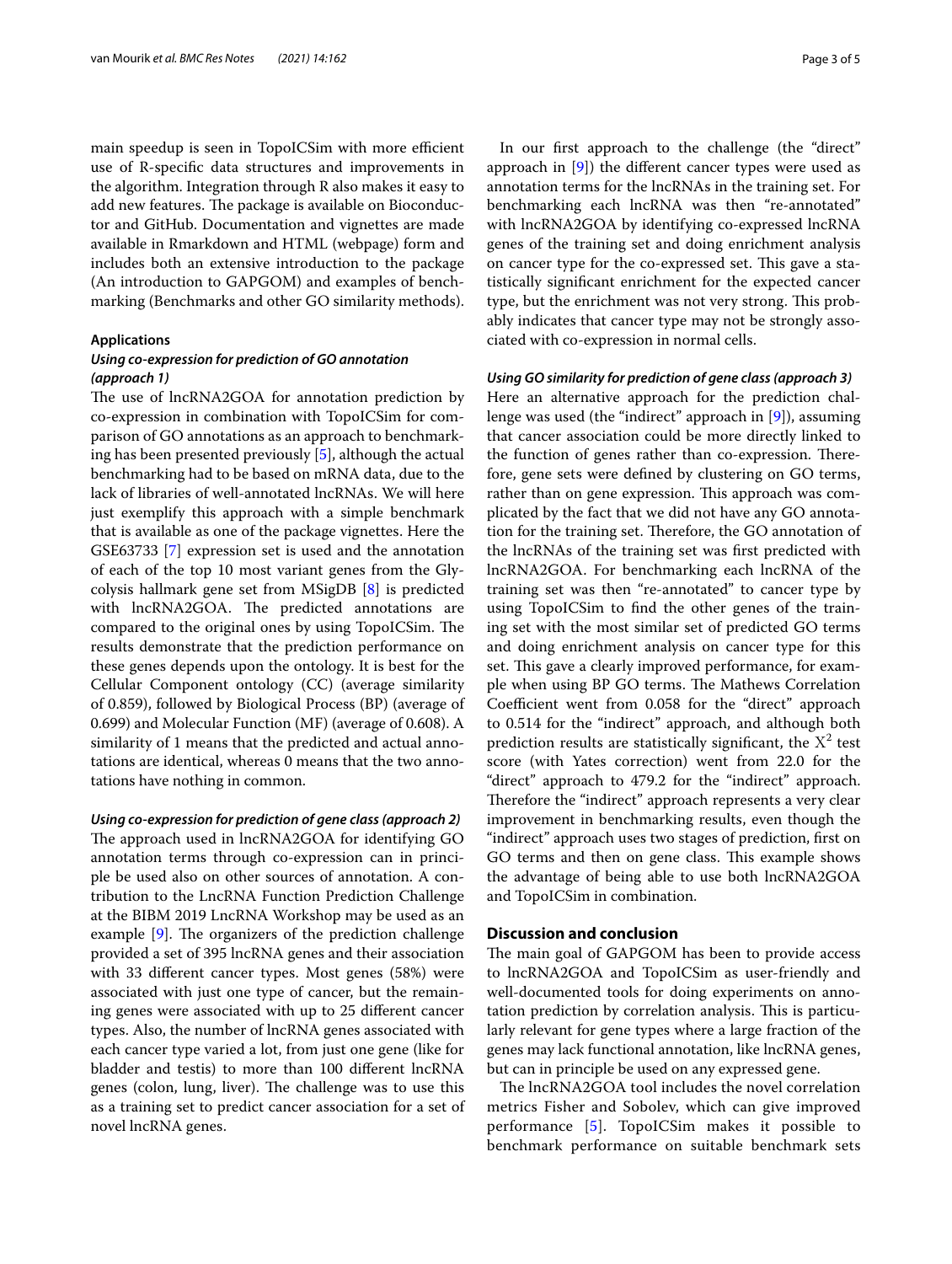main speedup is seen in TopoICSim with more efficient use of R-specific data structures and improvements in the algorithm. Integration through R also makes it easy to add new features. The package is available on Bioconductor and GitHub. Documentation and vignettes are made available in Rmarkdown and HTML (webpage) form and includes both an extensive introduction to the package (An introduction to GAPGOM) and examples of benchmarking (Benchmarks and other GO similarity methods).

### Applications

#### *Using co-expression for prediction of GO annotation (approach 1)*

The use of lncRNA2GOA for annotation prediction by co-expression in combination with TopoICSim for comparison of GO annotations as an approach to benchmarking has been presented previously [5], although the actual benchmarking had to be based on mRNA data, due to the lack of libraries of well-annotated lncRNAs. We will here just exemplify this approach with a simple benchmark that is available as one of the package vignettes. Here the GSE63733 [7] expression set is used and the annotation of each of the top 10 most variant genes from the Glycolysis hallmark gene set from MSigDB [8] is predicted with lncRNA2GOA. The predicted annotations are compared to the original ones by using TopoICSim. The results demonstrate that the prediction performance on these genes depends upon the ontology. It is best for the Cellular Component ontology (CC) (average similarity of 0.859), followed by Biological Process (BP) (average of 0.699) and Molecular Function (MF) (average of 0.608). A similarity of 1 means that the predicted and actual annotations are identical, whereas 0 means that the two annotations have nothing in common.

#### *Using co-expression for prediction of gene class (approach 2)*

The approach used in lncRNA2GOA for identifying GO annotation terms through co-expression can in principle be used also on other sources of annotation. A contribution to the LncRNA Function Prediction Challenge at the BIBM 2019 LncRNA Workshop may be used as an example [9]. The organizers of the prediction challenge provided a set of 395 lncRNA genes and their association with 33 different cancer types. Most genes (58%) were associated with just one type of cancer, but the remaining genes were associated with up to 25 different cancer types. Also, the number of lncRNA genes associated with each cancer type varied a lot, from just one gene (like for bladder and testis) to more than 100 different lncRNA genes (colon, lung, liver). The challenge was to use this as a training set to predict cancer association for a set of novel lncRNA genes.

In our first approach to the challenge (the "direct" approach in [9]) the different cancer types were used as annotation terms for the lncRNAs in the training set. For benchmarking each lncRNA was then "re-annotated" with lncRNA2GOA by identifying co-expressed lncRNA genes of the training set and doing enrichment analysis on cancer type for the co-expressed set. This gave a statistically significant enrichment for the expected cancer type, but the enrichment was not very strong. This probably indicates that cancer type may not be strongly associated with co-expression in normal cells.

#### *Using GO similarity for prediction of gene class (approach 3)*

Here an alternative approach for the prediction challenge was used (the "indirect" approach in [9]), assuming that cancer association could be more directly linked to the function of genes rather than co-expression. Therefore, gene sets were defined by clustering on GO terms, rather than on gene expression. This approach was complicated by the fact that we did not have any GO annotation for the training set. Therefore, the GO annotation of the lncRNAs of the training set was first predicted with lncRNA2GOA. For benchmarking each lncRNA of the training set was then "re-annotated" to cancer type by using TopoICSim to find the other genes of the training set with the most similar set of predicted GO terms and doing enrichment analysis on cancer type for this set. This gave a clearly improved performance, for example when using BP GO terms. The Mathews Correlation Coefficient went from 0.058 for the "direct" approach to 0.514 for the "indirect" approach, and although both prediction results are statistically significant, the $X^2$ test score (with Yates correction) went from 22.0 for the "direct" approach to 479.2 for the "indirect" approach. Therefore the "indirect" approach represents a very clear improvement in benchmarking results, even though the "indirect" approach uses two stages of prediction, first on GO terms and then on gene class. This example shows the advantage of being able to use both lncRNA2GOA and TopoICSim in combination.

## Discussion and conclusion

The main goal of GAPGOM has been to provide access to lncRNA2GOA and TopoICSim as user-friendly and well-documented tools for doing experiments on annotation prediction by correlation analysis. This is particularly relevant for gene types where a large fraction of the genes may lack functional annotation, like lncRNA genes, but can in principle be used on any expressed gene.

The lncRNA2GOA tool includes the novel correlation metrics Fisher and Sobolev, which can give improved performance [5]. TopoICSim makes it possible to benchmark performance on suitable benchmark sets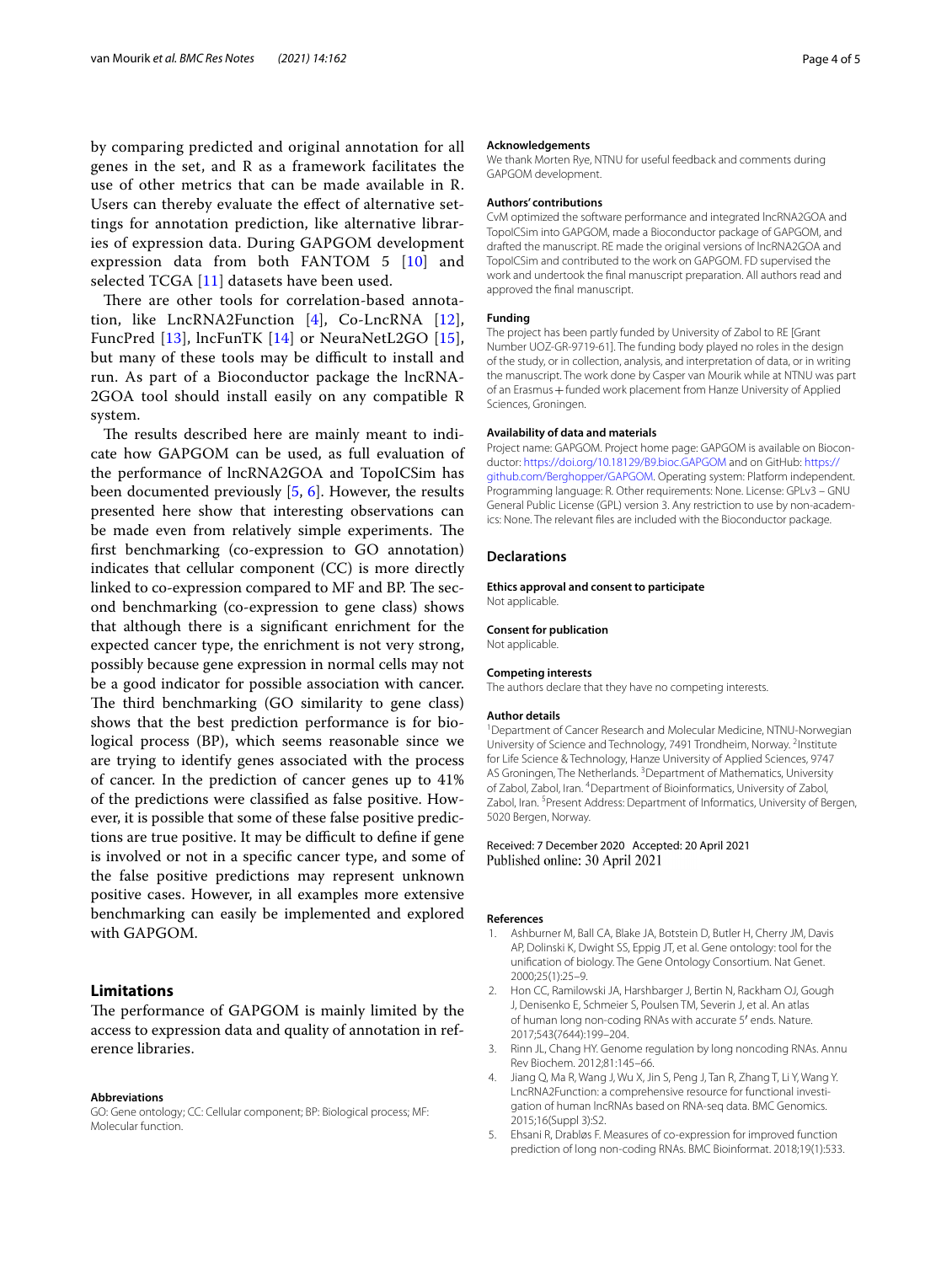by comparing predicted and original annotation for all genes in the set, and R as a framework facilitates the use of other metrics that can be made available in R. Users can thereby evaluate the effect of alternative settings for annotation prediction, like alternative libraries of expression data. During GAPGOM development expression data from both FANTOM 5 [10] and selected TCGA [11] datasets have been used.

There are other tools for correlation-based annotation, like LncRNA2Function [4], Co-LncRNA [12], FuncPred [13], lncFunTK [14] or NeuraNetL2GO [15], but many of these tools may be difficult to install and run. As part of a Bioconductor package the lncRNA2GOA tool should install easily on any compatible R system.

The results described here are mainly meant to indicate how GAPGOM can be used, as full evaluation of the performance of lncRNA2GOA and TopoICSim has been documented previously [5, 6]. However, the results presented here show that interesting observations can be made even from relatively simple experiments. The first benchmarking (co-expression to GO annotation) indicates that cellular component (CC) is more directly linked to co-expression compared to MF and BP. The second benchmarking (co-expression to gene class) shows that although there is a significant enrichment for the expected cancer type, the enrichment is not very strong, possibly because gene expression in normal cells may not be a good indicator for possible association with cancer. The third benchmarking (GO similarity to gene class) shows that the best prediction performance is for biological process (BP), which seems reasonable since we are trying to identify genes associated with the process of cancer. In the prediction of cancer genes up to 41% of the predictions were classified as false positive. However, it is possible that some of these false positive predictions are true positive. It may be difficult to define if gene is involved or not in a specific cancer type, and some of the false positive predictions may represent unknown positive cases. However, in all examples more extensive benchmarking can easily be implemented and explored with GAPGOM.

## Limitations

The performance of GAPGOM is mainly limited by the access to expression data and quality of annotation in reference libraries.

#### Abbreviations

GO: Gene ontology; CC: Cellular component; BP: Biological process; MF: Molecular function.

#### Acknowledgements

We thank Morten Rye, NTNU for useful feedback and comments during GAPGOM development.

#### Authors' contributions

CvM optimized the software performance and integrated lncRNA2GOA and TopoICSim into GAPGOM, made a Bioconductor package of GAPGOM, and drafted the manuscript. RE made the original versions of lncRNA2GOA and TopoICSim and contributed to the work on GAPGOM. FD supervised the work and undertook the final manuscript preparation. All authors read and approved the final manuscript.

#### Funding

The project has been partly funded by University of Zabol to RE [Grant Number UOZ-GR-9719-61]. The funding body played no roles in the design of the study, or in collection, analysis, and interpretation of data, or in writing the manuscript. The work done by Casper van Mourik while at NTNU was part of an Erasmus + funded work placement from Hanze University of Applied Sciences, Groningen.

#### Availability of data and materials

Project name: GAPGOM. Project home page: GAPGOM is available on Bioconductor: https://doi.org/10.18129/B9.bioc.GAPGOM and on GitHub: https://github.com/Berghopper/GAPGOM. Operating system: Platform independent. Programming language: R. Other requirements: None. License: GPLv3 – GNU General Public License (GPL) version 3. Any restriction to use by non-academics: None. The relevant files are included with the Bioconductor package.

## Declarations

#### Ethics approval and consent to participate

Not applicable.

#### Consent for publication

Not applicable.

#### Competing interests

The authors declare that they have no competing interests.

#### Author details

[1] Department of Cancer Research and Molecular Medicine, NTNU-Norwegian University of Science and Technology, 7491 Trondheim, Norway. [2] Institute for Life Science & Technology, Hanze University of Applied Sciences, 9747 AS Groningen, The Netherlands. [3] Department of Mathematics, University of Zabol, Zabol, Iran. [4] Department of Bioinformatics, University of Zabol, Zabol, Iran. [5] Present Address: Department of Informatics, University of Bergen, 5020 Bergen, Norway.

Received: 7 December 2020 Accepted: 20 April 2021
Published online: 30 April 2021

#### References

1. Ashburner M, Ball CA, Blake JA, Botstein D, Butler H, Cherry JM, Davis AP, Dolinski K, Dwight SS, Eppig JT, et al. Gene ontology: tool for the unification of biology. The Gene Ontology Consortium. Nat Genet. 2000;25(1):25–9.
2. Hon CC, Ramilowski JA, Harshbarger J, Bertin N, Rackham OJ, Gough J, Denisenko E, Schmeier S, Poulsen TM, Severin J, et al. An atlas of human long non-coding RNAs with accurate 5′ ends. Nature. 2017;543(7644):199–204.
3. Rinn JL, Chang HY. Genome regulation by long noncoding RNAs. Annu Rev Biochem. 2012;81:145–66.
4. Jiang Q, Ma R, Wang J, Wu X, Jin S, Peng J, Tan R, Zhang T, Li Y, Wang Y. LncRNA2Function: a comprehensive resource for functional investigation of human lncRNAs based on RNA-seq data. BMC Genomics. 2015;16(Suppl 3):S2.
5. Ehsani R, Drabløs F. Measures of co-expression for improved function prediction of long non-coding RNAs. BMC Bioinformat. 2018;19(1):533.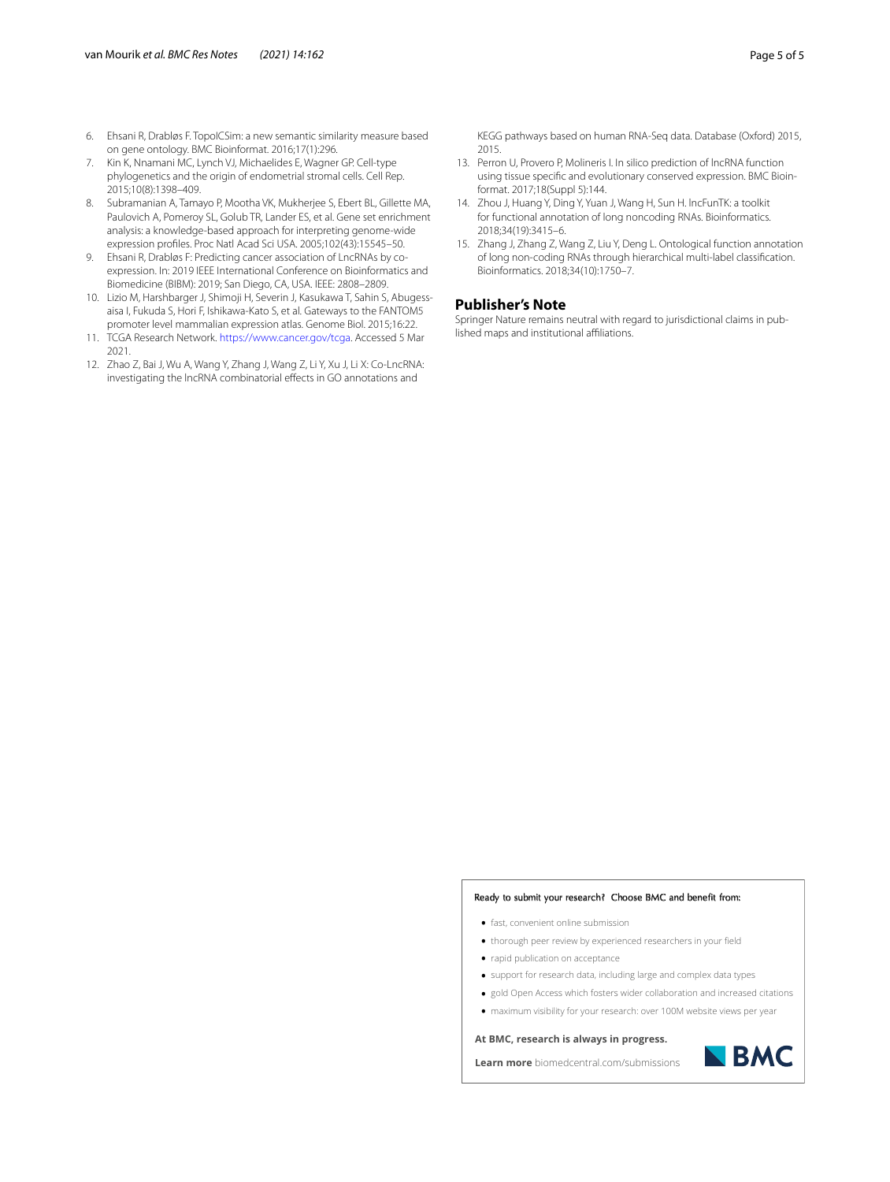6. Ehsani R, Drabløs F. TopoICSim: a new semantic similarity measure based on gene ontology. BMC Bioinformat. 2016;17(1):296.
7. Kin K, Nnamani MC, Lynch VJ, Michaelides E, Wagner GP. Cell-type phylogenetics and the origin of endometrial stromal cells. Cell Rep. 2015;10(8):1398–409.
8. Subramanian A, Tamayo P, Mootha VK, Mukherjee S, Ebert BL, Gillette MA, Paulovich A, Pomeroy SL, Golub TR, Lander ES, et al. Gene set enrichment analysis: a knowledge-based approach for interpreting genome-wide expression profiles. Proc Natl Acad Sci USA. 2005;102(43):15545–50.
9. Ehsani R, Drabløs F: Predicting cancer association of LncRNAs by co-expression. In: 2019 IEEE International Conference on Bioinformatics and Biomedicine (BIBM): 2019; San Diego, CA, USA. IEEE: 2808–2809.
10. Lizio M, Harshbarger J, Shimoji H, Severin J, Kasukawa T, Sahin S, Abugessaisa I, Fukuda S, Hori F, Ishikawa-Kato S, et al. Gateways to the FANTOM5 promoter level mammalian expression atlas. Genome Biol. 2015;16:22.
11. TCGA Research Network. https://www.cancer.gov/tcga. Accessed 5 Mar 2021.
12. Zhao Z, Bai J, Wu A, Wang Y, Zhang J, Wang Z, Li Y, Xu J, Li X: Co-LncRNA: investigating the lncRNA combinatorial effects in GO annotations and KEGG pathways based on human RNA-Seq data. Database (Oxford) 2015, 2015.
13. Perron U, Provero P, Molineris I. In silico prediction of lncRNA function using tissue specific and evolutionary conserved expression. BMC Bioinformat. 2017;18(Suppl 5):144.
14. Zhou J, Huang Y, Ding Y, Yuan J, Wang H, Sun H. lncFunTK: a toolkit for functional annotation of long noncoding RNAs. Bioinformatics. 2018;34(19):3415–6.
15. Zhang J, Zhang Z, Wang Z, Liu Y, Deng L. Ontological function annotation of long non-coding RNAs through hierarchical multi-label classification. Bioinformatics. 2018;34(10):1750–7.

## Publisher's Note

Springer Nature remains neutral with regard to jurisdictional claims in published maps and institutional affiliations.

Ready to submit your research? Choose BMC and benefit from:

- fast, convenient online submission
- thorough peer review by experienced researchers in your field
- rapid publication on acceptance
- support for research data, including large and complex data types
- gold Open Access which fosters wider collaboration and increased citations
- maximum visibility for your research: over 100M website views per year

**At BMC, research is always in progress.**

**Learn more** biomedcentral.com/submissions

BMC